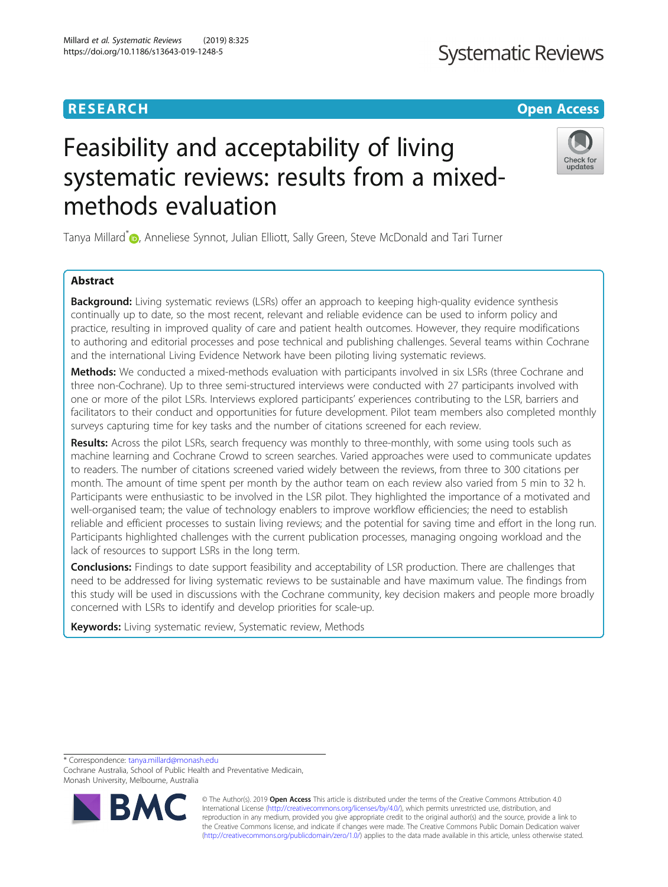RESEARCH

Open Access

# Feasibility and acceptability of living systematic reviews: results from a mixed-methods evaluation

Tanya Millard[*], Anneliese Synnot, Julian Elliott, Sally Green, Steve McDonald and Tari Turner

## Abstract

**Background:** Living systematic reviews (LSRs) offer an approach to keeping high-quality evidence synthesis continually up to date, so the most recent, relevant and reliable evidence can be used to inform policy and practice, resulting in improved quality of care and patient health outcomes. However, they require modifications to authoring and editorial processes and pose technical and publishing challenges. Several teams within Cochrane and the international Living Evidence Network have been piloting living systematic reviews.

**Methods:** We conducted a mixed-methods evaluation with participants involved in six LSRs (three Cochrane and three non-Cochrane). Up to three semi-structured interviews were conducted with 27 participants involved with one or more of the pilot LSRs. Interviews explored participants' experiences contributing to the LSR, barriers and facilitators to their conduct and opportunities for future development. Pilot team members also completed monthly surveys capturing time for key tasks and the number of citations screened for each review.

**Results:** Across the pilot LSRs, search frequency was monthly to three-monthly, with some using tools such as machine learning and Cochrane Crowd to screen searches. Varied approaches were used to communicate updates to readers. The number of citations screened varied widely between the reviews, from three to 300 citations per month. The amount of time spent per month by the author team on each review also varied from 5 min to 32 h. Participants were enthusiastic to be involved in the LSR pilot. They highlighted the importance of a motivated and well-organised team; the value of technology enablers to improve workflow efficiencies; the need to establish reliable and efficient processes to sustain living reviews; and the potential for saving time and effort in the long run. Participants highlighted challenges with the current publication processes, managing ongoing workload and the lack of resources to support LSRs in the long term.

**Conclusions:** Findings to date support feasibility and acceptability of LSR production. There are challenges that need to be addressed for living systematic reviews to be sustainable and have maximum value. The findings from this study will be used in discussions with the Cochrane community, key decision makers and people more broadly concerned with LSRs to identify and develop priorities for scale-up.

**Keywords:** Living systematic review, Systematic review, Methods

---

* Correspondence: tanya.millard@monash.edu
Cochrane Australia, School of Public Health and Preventative Medicain, Monash University, Melbourne, Australia

© The Author(s). 2019 **Open Access** This article is distributed under the terms of the Creative Commons Attribution 4.0 International License (http://creativecommons.org/licenses/by/4.0/), which permits unrestricted use, distribution, and reproduction in any medium, provided you give appropriate credit to the original author(s) and the source, provide a link to the Creative Commons license, and indicate if changes were made. The Creative Commons Public Domain Dedication waiver (http://creativecommons.org/publicdomain/zero/1.0/) applies to the data made available in this article, unless otherwise stated.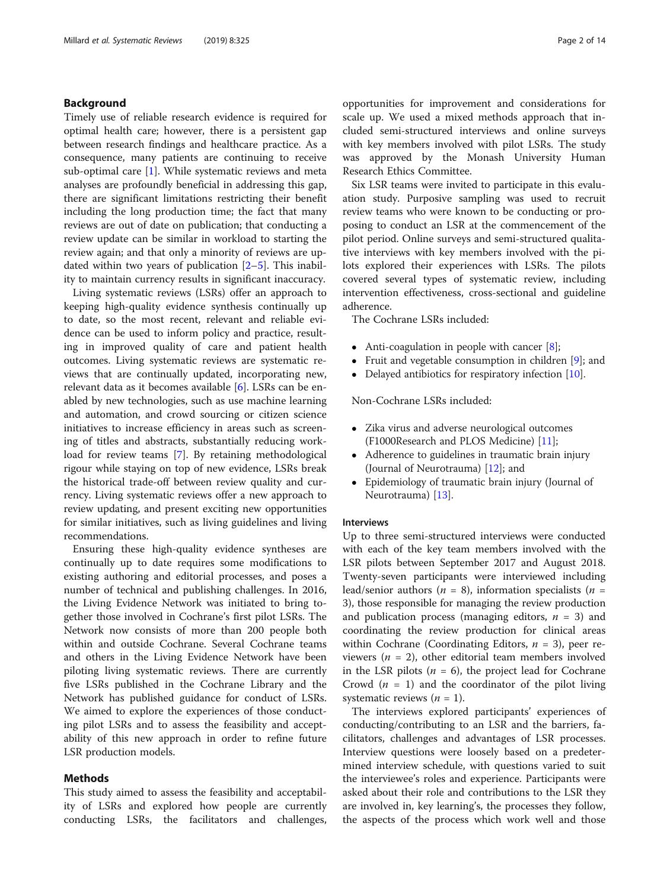## Background

Timely use of reliable research evidence is required for optimal health care; however, there is a persistent gap between research findings and healthcare practice. As a consequence, many patients are continuing to receive sub-optimal care [1]. While systematic reviews and meta analyses are profoundly beneficial in addressing this gap, there are significant limitations restricting their benefit including the long production time; the fact that many reviews are out of date on publication; that conducting a review update can be similar in workload to starting the review again; and that only a minority of reviews are updated within two years of publication [2–5]. This inability to maintain currency results in significant inaccuracy.

Living systematic reviews (LSRs) offer an approach to keeping high-quality evidence synthesis continually up to date, so the most recent, relevant and reliable evidence can be used to inform policy and practice, resulting in improved quality of care and patient health outcomes. Living systematic reviews are systematic reviews that are continually updated, incorporating new, relevant data as it becomes available [6]. LSRs can be enabled by new technologies, such as use machine learning and automation, and crowd sourcing or citizen science initiatives to increase efficiency in areas such as screening of titles and abstracts, substantially reducing workload for review teams [7]. By retaining methodological rigour while staying on top of new evidence, LSRs break the historical trade-off between review quality and currency. Living systematic reviews offer a new approach to review updating, and present exciting new opportunities for similar initiatives, such as living guidelines and living recommendations.

Ensuring these high-quality evidence syntheses are continually up to date requires some modifications to existing authoring and editorial processes, and poses a number of technical and publishing challenges. In 2016, the Living Evidence Network was initiated to bring together those involved in Cochrane's first pilot LSRs. The Network now consists of more than 200 people both within and outside Cochrane. Several Cochrane teams and others in the Living Evidence Network have been piloting living systematic reviews. There are currently five LSRs published in the Cochrane Library and the Network has published guidance for conduct of LSRs. We aimed to explore the experiences of those conducting pilot LSRs and to assess the feasibility and acceptability of this new approach in order to refine future LSR production models.

## Methods

This study aimed to assess the feasibility and acceptability of LSRs and explored how people are currently conducting LSRs, the facilitators and challenges, opportunities for improvement and considerations for scale up. We used a mixed methods approach that included semi-structured interviews and online surveys with key members involved with pilot LSRs. The study was approved by the Monash University Human Research Ethics Committee.

Six LSR teams were invited to participate in this evaluation study. Purposive sampling was used to recruit review teams who were known to be conducting or proposing to conduct an LSR at the commencement of the pilot period. Online surveys and semi-structured qualitative interviews with key members involved with the pilots explored their experiences with LSRs. The pilots covered several types of systematic review, including intervention effectiveness, cross-sectional and guideline adherence.

The Cochrane LSRs included:

- Anti-coagulation in people with cancer [8];
- Fruit and vegetable consumption in children [9]; and
- Delayed antibiotics for respiratory infection [10].

Non-Cochrane LSRs included:

- Zika virus and adverse neurological outcomes (F1000Research and PLOS Medicine) [11];
- Adherence to guidelines in traumatic brain injury (Journal of Neurotrauma) [12]; and
- Epidemiology of traumatic brain injury (Journal of Neurotrauma) [13].

### Interviews

Up to three semi-structured interviews were conducted with each of the key team members involved with the LSR pilots between September 2017 and August 2018. Twenty-seven participants were interviewed including lead/senior authors ($n$ = 8), information specialists ($n$ = 3), those responsible for managing the review production and publication process (managing editors, $n$ = 3) and coordinating the review production for clinical areas within Cochrane (Coordinating Editors, $n$ = 3), peer reviewers ($n$ = 2), other editorial team members involved in the LSR pilots ($n$ = 6), the project lead for Cochrane Crowd ($n$ = 1) and the coordinator of the pilot living systematic reviews ($n$ = 1).

The interviews explored participants' experiences of conducting/contributing to an LSR and the barriers, facilitators, challenges and advantages of LSR processes. Interview questions were loosely based on a predetermined interview schedule, with questions varied to suit the interviewee's roles and experience. Participants were asked about their role and contributions to the LSR they are involved in, key learning's, the processes they follow, the aspects of the process which work well and those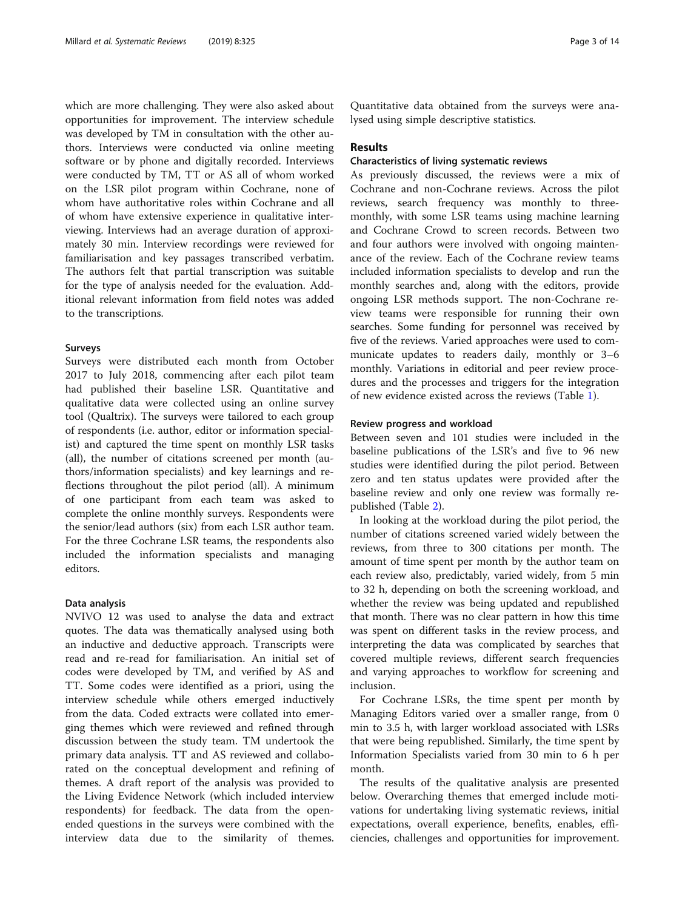which are more challenging. They were also asked about opportunities for improvement. The interview schedule was developed by TM in consultation with the other authors. Interviews were conducted via online meeting software or by phone and digitally recorded. Interviews were conducted by TM, TT or AS all of whom worked on the LSR pilot program within Cochrane, none of whom have authoritative roles within Cochrane and all of whom have extensive experience in qualitative interviewing. Interviews had an average duration of approximately 30 min. Interview recordings were reviewed for familiarisation and key passages transcribed verbatim. The authors felt that partial transcription was suitable for the type of analysis needed for the evaluation. Additional relevant information from field notes was added to the transcriptions.

### Surveys

Surveys were distributed each month from October 2017 to July 2018, commencing after each pilot team had published their baseline LSR. Quantitative and qualitative data were collected using an online survey tool (Qualtrix). The surveys were tailored to each group of respondents (i.e. author, editor or information specialist) and captured the time spent on monthly LSR tasks (all), the number of citations screened per month (authors/information specialists) and key learnings and reflections throughout the pilot period (all). A minimum of one participant from each team was asked to complete the online monthly surveys. Respondents were the senior/lead authors (six) from each LSR author team. For the three Cochrane LSR teams, the respondents also included the information specialists and managing editors.

### Data analysis

NVIVO 12 was used to analyse the data and extract quotes. The data was thematically analysed using both an inductive and deductive approach. Transcripts were read and re-read for familiarisation. An initial set of codes were developed by TM, and verified by AS and TT. Some codes were identified as a priori, using the interview schedule while others emerged inductively from the data. Coded extracts were collated into emerging themes which were reviewed and refined through discussion between the study team. TM undertook the primary data analysis. TT and AS reviewed and collaborated on the conceptual development and refining of themes. A draft report of the analysis was provided to the Living Evidence Network (which included interview respondents) for feedback. The data from the open-ended questions in the surveys were combined with the interview data due to the similarity of themes. Quantitative data obtained from the surveys were analysed using simple descriptive statistics.

## Results

### Characteristics of living systematic reviews

As previously discussed, the reviews were a mix of Cochrane and non-Cochrane reviews. Across the pilot reviews, search frequency was monthly to three-monthly, with some LSR teams using machine learning and Cochrane Crowd to screen records. Between two and four authors were involved with ongoing maintenance of the review. Each of the Cochrane review teams included information specialists to develop and run the monthly searches and, along with the editors, provide ongoing LSR methods support. The non-Cochrane review teams were responsible for running their own searches. Some funding for personnel was received by five of the reviews. Varied approaches were used to communicate updates to readers daily, monthly or 3–6 monthly. Variations in editorial and peer review procedures and the processes and triggers for the integration of new evidence existed across the reviews (Table 1).

### Review progress and workload

Between seven and 101 studies were included in the baseline publications of the LSR's and five to 96 new studies were identified during the pilot period. Between zero and ten status updates were provided after the baseline review and only one review was formally republished (Table 2).

In looking at the workload during the pilot period, the number of citations screened varied widely between the reviews, from three to 300 citations per month. The amount of time spent per month by the author team on each review also, predictably, varied widely, from 5 min to 32 h, depending on both the screening workload, and whether the review was being updated and republished that month. There was no clear pattern in how this time was spent on different tasks in the review process, and interpreting the data was complicated by searches that covered multiple reviews, different search frequencies and varying approaches to workflow for screening and inclusion.

For Cochrane LSRs, the time spent per month by Managing Editors varied over a smaller range, from 0 min to 3.5 h, with larger workload associated with LSRs that were being republished. Similarly, the time spent by Information Specialists varied from 30 min to 6 h per month.

The results of the qualitative analysis are presented below. Overarching themes that emerged include motivations for undertaking living systematic reviews, initial expectations, overall experience, benefits, enables, efficiencies, challenges and opportunities for improvement.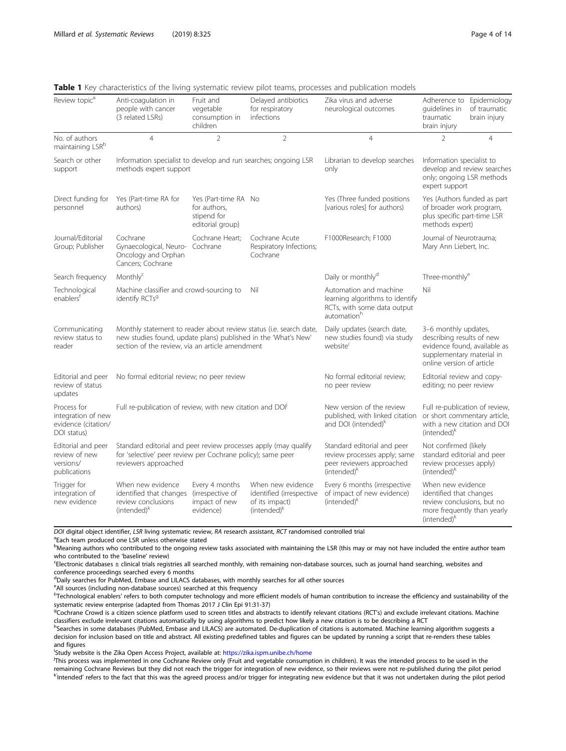**Table 1** Key characteristics of the living systematic review pilot teams, processes and publication models

| Review topic[a] | Anti-coagulation in people with cancer (3 related LSRs) | Fruit and vegetable consumption in children | Delayed antibiotics for respiratory infections | Zika virus and adverse neurological outcomes | Adherence to guidelines in traumatic brain injury | Epidemiology of traumatic brain injury |
|---|---|---|---|---|---|---|
| No. of authors maintaining LSR[b] | 4 | 2 | 2 | 4 | 2 | 4 |
| Search or other support | Information specialist to develop and run searches; ongoing LSR methods expert support | | | Librarian to develop searches only | Information specialist to develop and review searches only; ongoing LSR methods expert support | |
| Direct funding for personnel | Yes (Part-time RA for authors) | Yes (Part-time RA for authors, stipend for editorial group) | No | Yes (Three funded positions [various roles] for authors) | Yes (Authors funded as part of broader work program, plus specific part-time LSR methods expert) | |
| Journal/Editorial Group; Publisher | Cochrane Gynaecological, Neuro-Oncology and Orphan Cancers; Cochrane | Cochrane Heart; Cochrane | Cochrane Acute Respiratory Infections; Cochrane | F1000Research; F1000 | Journal of Neurotrauma; Mary Ann Liebert, Inc. | |
| Search frequency | Monthly[c] | | | Daily or monthly[d] | Three-monthly[e] | |
| Technological enablers[f] | Machine classifier and crowd-sourcing to identify RCTs[g] | | Nil | Automation and machine learning algorithms to identify RCTs, with some data output automation[h] | Nil | |
| Communicating review status to reader | Monthly statement to reader about review status (i.e. search date, new studies found, update plans) published in the 'What's New' section of the review, via an article amendment | | | Daily updates (search date, new studies found) via study website[i] | 3–6 monthly updates, describing results of new evidence found, available as supplementary material in online version of article | |
| Editorial and peer review of status updates | No formal editorial review; no peer review | | | No formal editorial review; no peer review | Editorial review and copy-editing; no peer review | |
| Process for integration of new evidence (citation/DOI status) | Full re-publication of review, with new citation and DOI[j] | | | New version of the review published, with linked citation and DOI (intended)[k] | Full re-publication of review, or short commentary article, with a new citation and DOI (intended)[k] | |
| Editorial and peer review of new versions/publications | Standard editorial and peer review processes apply (may qualify for 'selective' peer review per Cochrane policy); same peer reviewers approached | | | Standard editorial and peer review processes apply; same peer reviewers approached (intended)[k] | Not confirmed (likely standard editorial and peer review processes apply) (intended)[k] | |
| Trigger for integration of new evidence | When new evidence identified that changes review conclusions (intended)[k] | Every 4 months (irrespective of impact of new evidence) | When new evidence identified (irrespective of its impact) (intended)[k] | Every 6 months (irrespective of impact of new evidence) (intended)[k] | When new evidence identified that changes review conclusions, but no more frequently than yearly (intended)[k] | |

*DOI* digital object identifier, *LSR* living systematic review, *RA* research assistant, *RCT* randomised controlled trial

[a]Each team produced one LSR unless otherwise stated

[b]Meaning authors who contributed to the ongoing review tasks associated with maintaining the LSR (this may or may not have included the entire author team who contributed to the 'baseline' review)

[c]Electronic databases ± clinical trials registries all searched monthly, with remaining non-database sources, such as journal hand searching, websites and conference proceedings searched every 6 months

[d]Daily searches for PubMed, Embase and LILACS databases, with monthly searches for all other sources

[e]All sources (including non-database sources) searched at this frequency

[f]'Technological enablers' refers to both computer technology and more efficient models of human contribution to increase the efficiency and sustainability of the systematic review enterprise (adapted from Thomas 2017 J Clin Epi 91:31-37)

[g]Cochrane Crowd is a citizen science platform used to screen titles and abstracts to identify relevant citations (RCT's) and exclude irrelevant citations. Machine classifiers exclude irrelevant citations automatically by using algorithms to predict how likely a new citation is to be describing a RCT

[h]Searches in some databases (PubMed, Embase and LILACS) are automated. De-duplication of citations is automated. Machine learning algorithm suggests a decision for inclusion based on title and abstract. All existing predefined tables and figures can be updated by running a script that re-renders these tables and figures

[i]Study website is the Zika Open Access Project, available at: https://zika.ispm.unibe.ch/home

[j]This process was implemented in one Cochrane Review only (Fruit and vegetable consumption in children). It was the intended process to be used in the remaining Cochrane Reviews but they did not reach the trigger for integration of new evidence, so their reviews were not re-published during the pilot period

[k]'Intended' refers to the fact that this was the agreed process and/or trigger for integrating new evidence but that it was not undertaken during the pilot period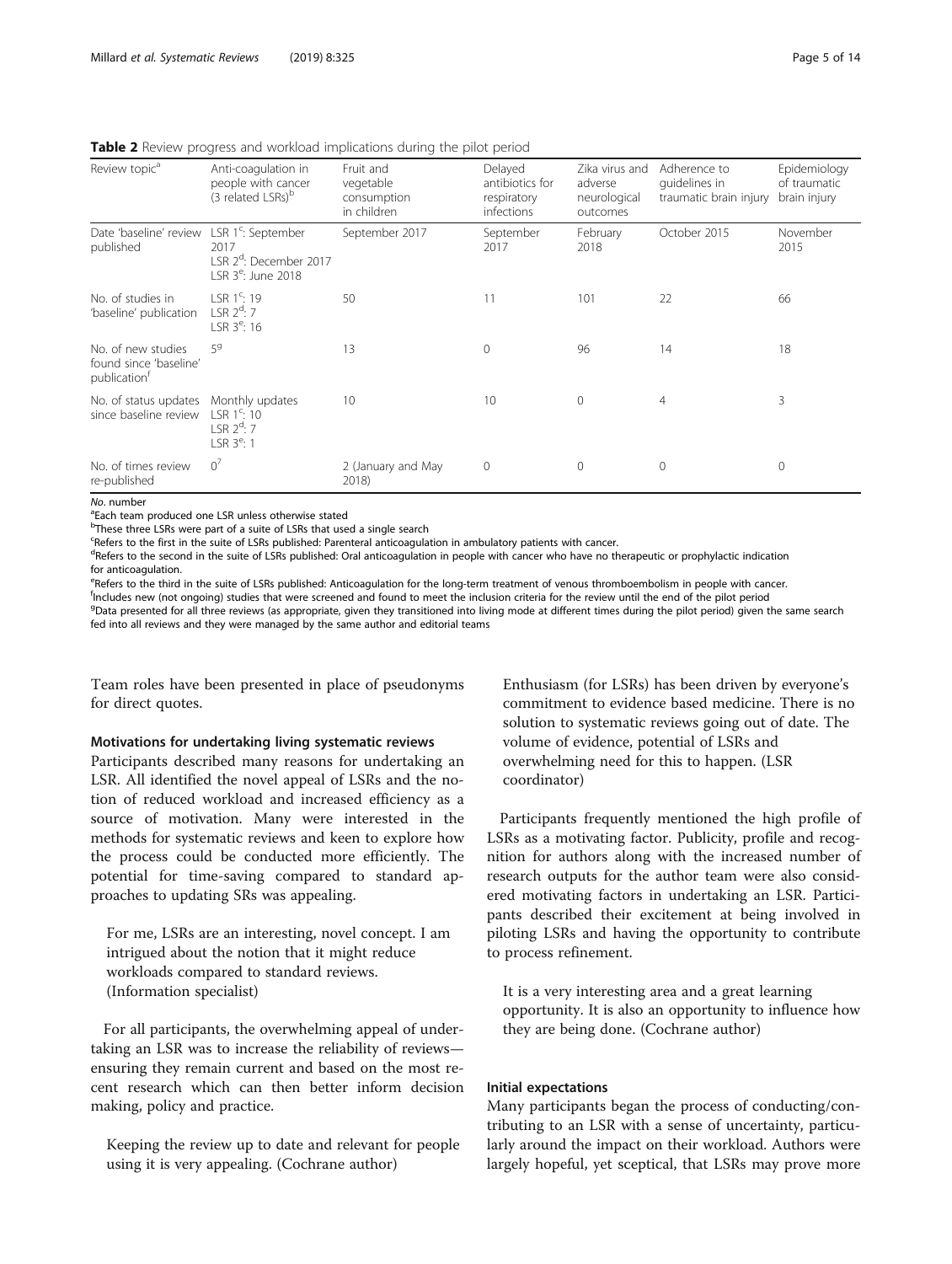**Table 2** Review progress and workload implications during the pilot period

| Review topic[a] | Anti-coagulation in people with cancer (3 related LSRs)[b] | Fruit and vegetable consumption in children | Delayed antibiotics for respiratory infections | Zika virus and adverse neurological outcomes | Adherence to guidelines in traumatic brain injury | Epidemiology of traumatic brain injury |
|---|---|---|---|---|---|---|
| Date 'baseline' review published | LSR 1[c]: September 2017<br>LSR 2[d]: December 2017<br>LSR 3[e]: June 2018 | September 2017 | September 2017 | February 2018 | October 2015 | November 2015 |
| No. of studies in 'baseline' publication | LSR 1[c]: 19<br>LSR 2[d]: 7<br>LSR 3[e]: 16 | 50 | 11 | 101 | 22 | 66 |
| No. of new studies found since 'baseline' publication[f] | 5[g] | 13 | 0 | 96 | 14 | 18 |
| No. of status updates since baseline review | Monthly updates<br>LSR 1[c]: 10<br>LSR 2[d]: 7<br>LSR 3[e]: 1 | 10 | 10 | 0 | 4 | 3 |
| No. of times review re-published | 0[7] | 2 (January and May 2018) | 0 | 0 | 0 | 0 |

*No.* number

[a]Each team produced one LSR unless otherwise stated

[b]These three LSRs were part of a suite of LSRs that used a single search

[c]Refers to the first in the suite of LSRs published: Parenteral anticoagulation in ambulatory patients with cancer.

[d]Refers to the second in the suite of LSRs published: Oral anticoagulation in people with cancer who have no therapeutic or prophylactic indication for anticoagulation.

[e]Refers to the third in the suite of LSRs published: Anticoagulation for the long-term treatment of venous thromboembolism in people with cancer.

[f]Includes new (not ongoing) studies that were screened and found to meet the inclusion criteria for the review until the end of the pilot period

[g]Data presented for all three reviews (as appropriate, given they transitioned into living mode at different times during the pilot period) given the same search fed into all reviews and they were managed by the same author and editorial teams

Team roles have been presented in place of pseudonyms for direct quotes.

#### Motivations for undertaking living systematic reviews

Participants described many reasons for undertaking an LSR. All identified the novel appeal of LSRs and the notion of reduced workload and increased efficiency as a source of motivation. Many were interested in the methods for systematic reviews and keen to explore how the process could be conducted more efficiently. The potential for time-saving compared to standard approaches to updating SRs was appealing.

> For me, LSRs are an interesting, novel concept. I am intrigued about the notion that it might reduce workloads compared to standard reviews. (Information specialist)

For all participants, the overwhelming appeal of undertaking an LSR was to increase the reliability of reviews—ensuring they remain current and based on the most recent research which can then better inform decision making, policy and practice.

> Keeping the review up to date and relevant for people using it is very appealing. (Cochrane author)

> Enthusiasm (for LSRs) has been driven by everyone's commitment to evidence based medicine. There is no solution to systematic reviews going out of date. The volume of evidence, potential of LSRs and overwhelming need for this to happen. (LSR coordinator)

Participants frequently mentioned the high profile of LSRs as a motivating factor. Publicity, profile and recognition for authors along with the increased number of research outputs for the author team were also considered motivating factors in undertaking an LSR. Participants described their excitement at being involved in piloting LSRs and having the opportunity to contribute to process refinement.

> It is a very interesting area and a great learning opportunity. It is also an opportunity to influence how they are being done. (Cochrane author)

#### Initial expectations

Many participants began the process of conducting/contributing to an LSR with a sense of uncertainty, particularly around the impact on their workload. Authors were largely hopeful, yet sceptical, that LSRs may prove more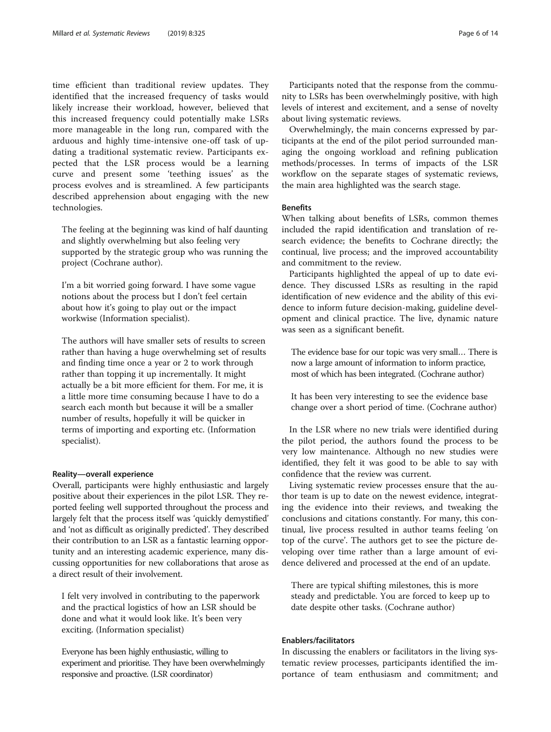time efficient than traditional review updates. They identified that the increased frequency of tasks would likely increase their workload, however, believed that this increased frequency could potentially make LSRs more manageable in the long run, compared with the arduous and highly time-intensive one-off task of updating a traditional systematic review. Participants expected that the LSR process would be a learning curve and present some 'teething issues' as the process evolves and is streamlined. A few participants described apprehension about engaging with the new technologies.

> The feeling at the beginning was kind of half daunting and slightly overwhelming but also feeling very supported by the strategic group who was running the project (Cochrane author).

> I'm a bit worried going forward. I have some vague notions about the process but I don't feel certain about how it's going to play out or the impact workwise (Information specialist).

> The authors will have smaller sets of results to screen rather than having a huge overwhelming set of results and finding time once a year or 2 to work through rather than topping it up incrementally. It might actually be a bit more efficient for them. For me, it is a little more time consuming because I have to do a search each month but because it will be a smaller number of results, hopefully it will be quicker in terms of importing and exporting etc. (Information specialist).

#### Reality—overall experience

Overall, participants were highly enthusiastic and largely positive about their experiences in the pilot LSR. They reported feeling well supported throughout the process and largely felt that the process itself was 'quickly demystified' and 'not as difficult as originally predicted'. They described their contribution to an LSR as a fantastic learning opportunity and an interesting academic experience, many discussing opportunities for new collaborations that arose as a direct result of their involvement.

> I felt very involved in contributing to the paperwork and the practical logistics of how an LSR should be done and what it would look like. It's been very exciting. (Information specialist)

> Everyone has been highly enthusiastic, willing to experiment and prioritise. They have been overwhelmingly responsive and proactive. (LSR coordinator)

Participants noted that the response from the community to LSRs has been overwhelmingly positive, with high levels of interest and excitement, and a sense of novelty about living systematic reviews.

Overwhelmingly, the main concerns expressed by participants at the end of the pilot period surrounded managing the ongoing workload and refining publication methods/processes. In terms of impacts of the LSR workflow on the separate stages of systematic reviews, the main area highlighted was the search stage.

#### Benefits

When talking about benefits of LSRs, common themes included the rapid identification and translation of research evidence; the benefits to Cochrane directly; the continual, live process; and the improved accountability and commitment to the review.

Participants highlighted the appeal of up to date evidence. They discussed LSRs as resulting in the rapid identification of new evidence and the ability of this evidence to inform future decision-making, guideline development and clinical practice. The live, dynamic nature was seen as a significant benefit.

> The evidence base for our topic was very small… There is now a large amount of information to inform practice, most of which has been integrated. (Cochrane author)

> It has been very interesting to see the evidence base change over a short period of time. (Cochrane author)

In the LSR where no new trials were identified during the pilot period, the authors found the process to be very low maintenance. Although no new studies were identified, they felt it was good to be able to say with confidence that the review was current.

Living systematic review processes ensure that the author team is up to date on the newest evidence, integrating the evidence into their reviews, and tweaking the conclusions and citations constantly. For many, this continual, live process resulted in author teams feeling 'on top of the curve'. The authors get to see the picture developing over time rather than a large amount of evidence delivered and processed at the end of an update.

> There are typical shifting milestones, this is more steady and predictable. You are forced to keep up to date despite other tasks. (Cochrane author)

#### Enablers/facilitators

In discussing the enablers or facilitators in the living systematic review processes, participants identified the importance of team enthusiasm and commitment; and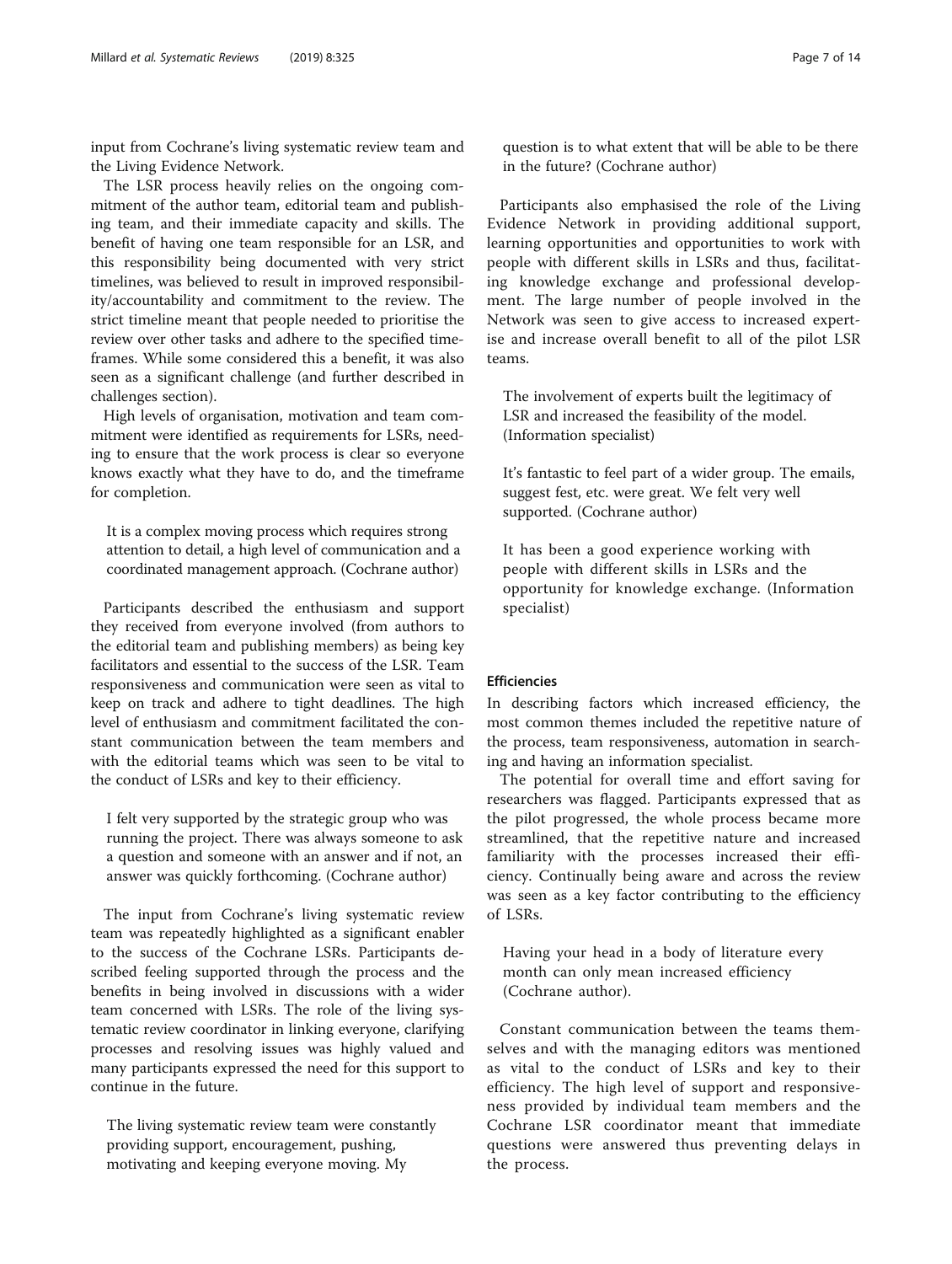input from Cochrane's living systematic review team and the Living Evidence Network.

The LSR process heavily relies on the ongoing commitment of the author team, editorial team and publishing team, and their immediate capacity and skills. The benefit of having one team responsible for an LSR, and this responsibility being documented with very strict timelines, was believed to result in improved responsibility/accountability and commitment to the review. The strict timeline meant that people needed to prioritise the review over other tasks and adhere to the specified timeframes. While some considered this a benefit, it was also seen as a significant challenge (and further described in challenges section).

High levels of organisation, motivation and team commitment were identified as requirements for LSRs, needing to ensure that the work process is clear so everyone knows exactly what they have to do, and the timeframe for completion.

> It is a complex moving process which requires strong attention to detail, a high level of communication and a coordinated management approach. (Cochrane author)

Participants described the enthusiasm and support they received from everyone involved (from authors to the editorial team and publishing members) as being key facilitators and essential to the success of the LSR. Team responsiveness and communication were seen as vital to keep on track and adhere to tight deadlines. The high level of enthusiasm and commitment facilitated the constant communication between the team members and with the editorial teams which was seen to be vital to the conduct of LSRs and key to their efficiency.

> I felt very supported by the strategic group who was running the project. There was always someone to ask a question and someone with an answer and if not, an answer was quickly forthcoming. (Cochrane author)

The input from Cochrane's living systematic review team was repeatedly highlighted as a significant enabler to the success of the Cochrane LSRs. Participants described feeling supported through the process and the benefits in being involved in discussions with a wider team concerned with LSRs. The role of the living systematic review coordinator in linking everyone, clarifying processes and resolving issues was highly valued and many participants expressed the need for this support to continue in the future.

> The living systematic review team were constantly providing support, encouragement, pushing, motivating and keeping everyone moving. My question is to what extent that will be able to be there in the future? (Cochrane author)

Participants also emphasised the role of the Living Evidence Network in providing additional support, learning opportunities and opportunities to work with people with different skills in LSRs and thus, facilitating knowledge exchange and professional development. The large number of people involved in the Network was seen to give access to increased expertise and increase overall benefit to all of the pilot LSR teams.

> The involvement of experts built the legitimacy of LSR and increased the feasibility of the model. (Information specialist)

> It's fantastic to feel part of a wider group. The emails, suggest fest, etc. were great. We felt very well supported. (Cochrane author)

> It has been a good experience working with people with different skills in LSRs and the opportunity for knowledge exchange. (Information specialist)

#### Efficiencies

In describing factors which increased efficiency, the most common themes included the repetitive nature of the process, team responsiveness, automation in searching and having an information specialist.

The potential for overall time and effort saving for researchers was flagged. Participants expressed that as the pilot progressed, the whole process became more streamlined, that the repetitive nature and increased familiarity with the processes increased their efficiency. Continually being aware and across the review was seen as a key factor contributing to the efficiency of LSRs.

> Having your head in a body of literature every month can only mean increased efficiency (Cochrane author).

Constant communication between the teams themselves and with the managing editors was mentioned as vital to the conduct of LSRs and key to their efficiency. The high level of support and responsiveness provided by individual team members and the Cochrane LSR coordinator meant that immediate questions were answered thus preventing delays in the process.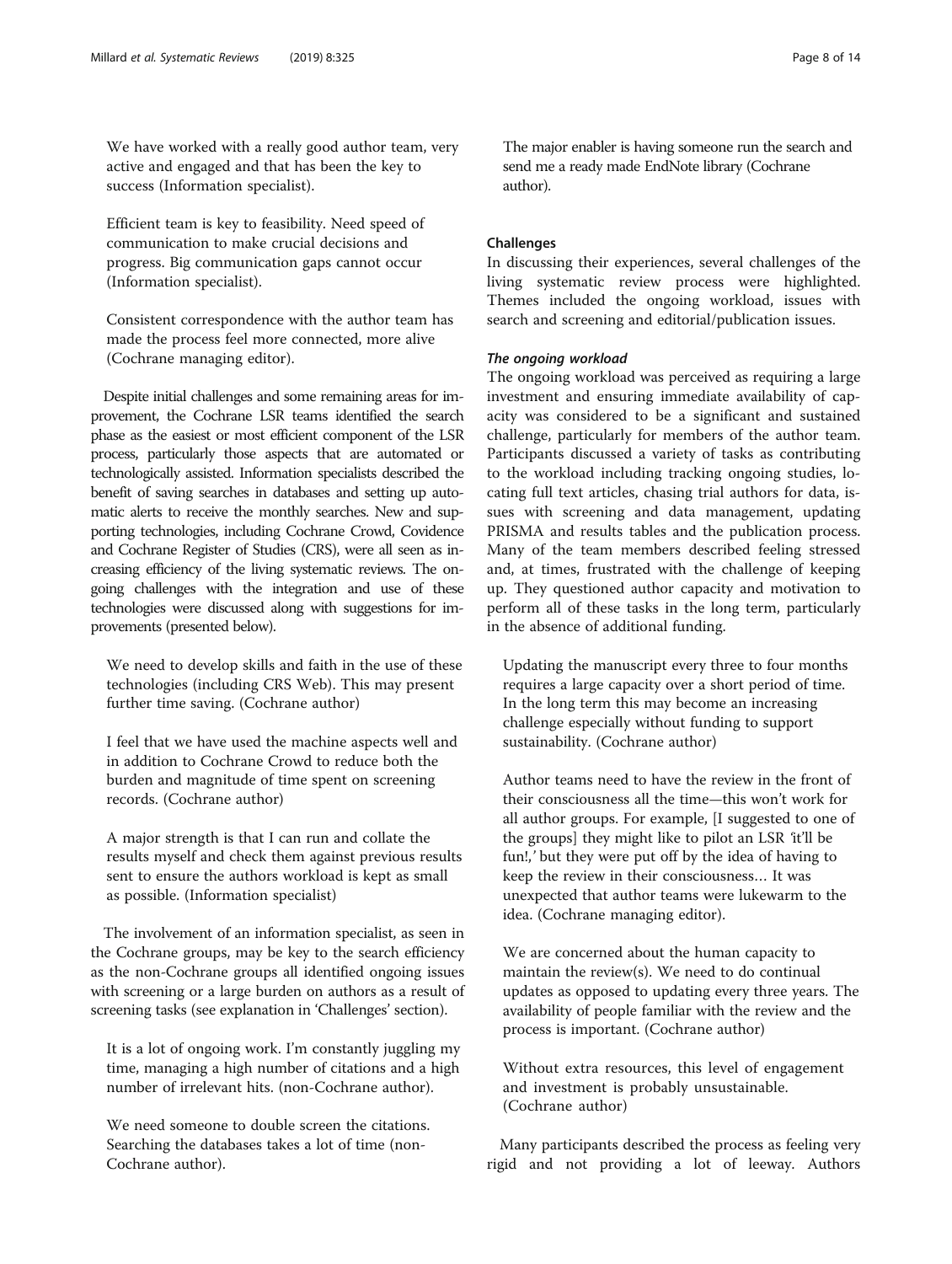> We have worked with a really good author team, very active and engaged and that has been the key to success (Information specialist).

> Efficient team is key to feasibility. Need speed of communication to make crucial decisions and progress. Big communication gaps cannot occur (Information specialist).

> Consistent correspondence with the author team has made the process feel more connected, more alive (Cochrane managing editor).

Despite initial challenges and some remaining areas for improvement, the Cochrane LSR teams identified the search phase as the easiest or most efficient component of the LSR process, particularly those aspects that are automated or technologically assisted. Information specialists described the benefit of saving searches in databases and setting up automatic alerts to receive the monthly searches. New and supporting technologies, including Cochrane Crowd, Covidence and Cochrane Register of Studies (CRS), were all seen as increasing efficiency of the living systematic reviews. The ongoing challenges with the integration and use of these technologies were discussed along with suggestions for improvements (presented below).

> We need to develop skills and faith in the use of these technologies (including CRS Web). This may present further time saving. (Cochrane author)

> I feel that we have used the machine aspects well and in addition to Cochrane Crowd to reduce both the burden and magnitude of time spent on screening records. (Cochrane author)

> A major strength is that I can run and collate the results myself and check them against previous results sent to ensure the authors workload is kept as small as possible. (Information specialist)

The involvement of an information specialist, as seen in the Cochrane groups, may be key to the search efficiency as the non-Cochrane groups all identified ongoing issues with screening or a large burden on authors as a result of screening tasks (see explanation in 'Challenges' section).

> It is a lot of ongoing work. I'm constantly juggling my time, managing a high number of citations and a high number of irrelevant hits. (non-Cochrane author).

> We need someone to double screen the citations. Searching the databases takes a lot of time (non-Cochrane author).

> The major enabler is having someone run the search and send me a ready made EndNote library (Cochrane author).

### Challenges

In discussing their experiences, several challenges of the living systematic review process were highlighted. Themes included the ongoing workload, issues with search and screening and editorial/publication issues.

#### *The ongoing workload*

The ongoing workload was perceived as requiring a large investment and ensuring immediate availability of capacity was considered to be a significant and sustained challenge, particularly for members of the author team. Participants discussed a variety of tasks as contributing to the workload including tracking ongoing studies, locating full text articles, chasing trial authors for data, issues with screening and data management, updating PRISMA and results tables and the publication process. Many of the team members described feeling stressed and, at times, frustrated with the challenge of keeping up. They questioned author capacity and motivation to perform all of these tasks in the long term, particularly in the absence of additional funding.

> Updating the manuscript every three to four months requires a large capacity over a short period of time. In the long term this may become an increasing challenge especially without funding to support sustainability. (Cochrane author)

> Author teams need to have the review in the front of their consciousness all the time—this won't work for all author groups. For example, [I suggested to one of the groups] they might like to pilot an LSR 'it'll be fun!,' but they were put off by the idea of having to keep the review in their consciousness… It was unexpected that author teams were lukewarm to the idea. (Cochrane managing editor).

> We are concerned about the human capacity to maintain the review(s). We need to do continual updates as opposed to updating every three years. The availability of people familiar with the review and the process is important. (Cochrane author)

> Without extra resources, this level of engagement and investment is probably unsustainable. (Cochrane author)

Many participants described the process as feeling very rigid and not providing a lot of leeway. Authors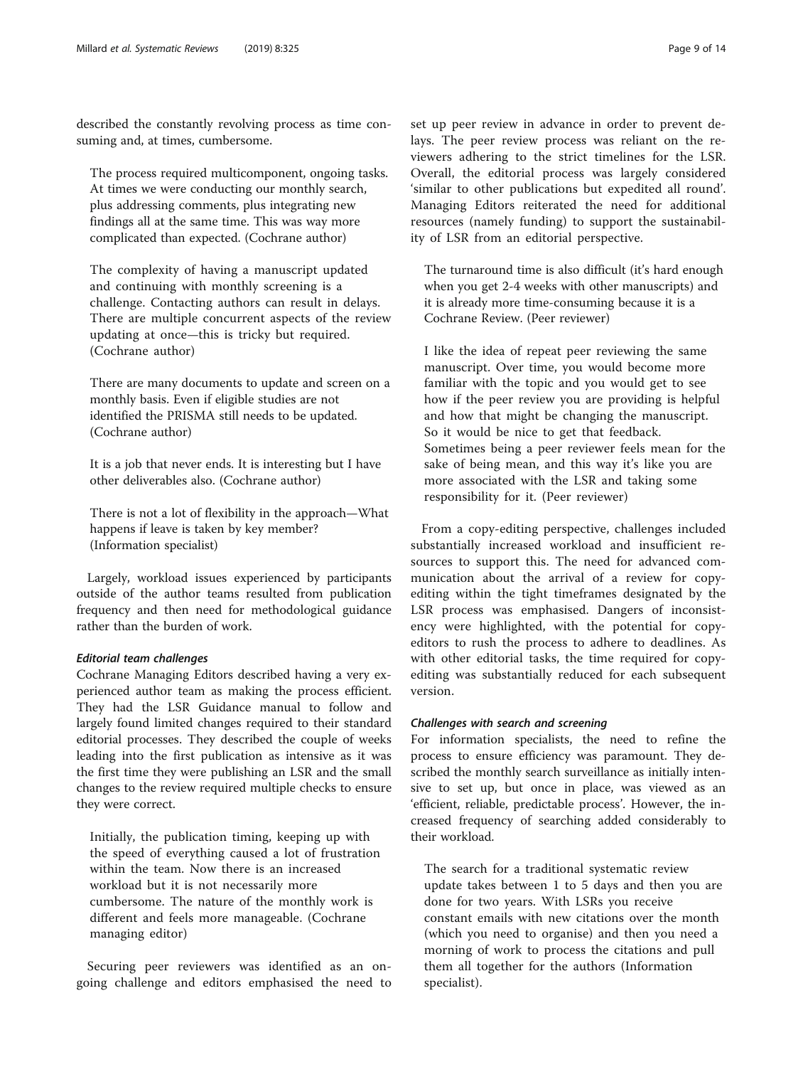described the constantly revolving process as time consuming and, at times, cumbersome.

> The process required multicomponent, ongoing tasks. At times we were conducting our monthly search, plus addressing comments, plus integrating new findings all at the same time. This was way more complicated than expected. (Cochrane author)

> The complexity of having a manuscript updated and continuing with monthly screening is a challenge. Contacting authors can result in delays. There are multiple concurrent aspects of the review updating at once—this is tricky but required. (Cochrane author)

> There are many documents to update and screen on a monthly basis. Even if eligible studies are not identified the PRISMA still needs to be updated. (Cochrane author)

> It is a job that never ends. It is interesting but I have other deliverables also. (Cochrane author)

> There is not a lot of flexibility in the approach—What happens if leave is taken by key member? (Information specialist)

Largely, workload issues experienced by participants outside of the author teams resulted from publication frequency and then need for methodological guidance rather than the burden of work.

#### *Editorial team challenges*

Cochrane Managing Editors described having a very experienced author team as making the process efficient. They had the LSR Guidance manual to follow and largely found limited changes required to their standard editorial processes. They described the couple of weeks leading into the first publication as intensive as it was the first time they were publishing an LSR and the small changes to the review required multiple checks to ensure they were correct.

> Initially, the publication timing, keeping up with the speed of everything caused a lot of frustration within the team. Now there is an increased workload but it is not necessarily more cumbersome. The nature of the monthly work is different and feels more manageable. (Cochrane managing editor)

Securing peer reviewers was identified as an ongoing challenge and editors emphasised the need to set up peer review in advance in order to prevent delays. The peer review process was reliant on the reviewers adhering to the strict timelines for the LSR. Overall, the editorial process was largely considered 'similar to other publications but expedited all round'. Managing Editors reiterated the need for additional resources (namely funding) to support the sustainability of LSR from an editorial perspective.

> The turnaround time is also difficult (it's hard enough when you get 2-4 weeks with other manuscripts) and it is already more time-consuming because it is a Cochrane Review. (Peer reviewer)

> I like the idea of repeat peer reviewing the same manuscript. Over time, you would become more familiar with the topic and you would get to see how if the peer review you are providing is helpful and how that might be changing the manuscript. So it would be nice to get that feedback. Sometimes being a peer reviewer feels mean for the sake of being mean, and this way it's like you are more associated with the LSR and taking some responsibility for it. (Peer reviewer)

From a copy-editing perspective, challenges included substantially increased workload and insufficient resources to support this. The need for advanced communication about the arrival of a review for copy-editing within the tight timeframes designated by the LSR process was emphasised. Dangers of inconsistency were highlighted, with the potential for copy-editors to rush the process to adhere to deadlines. As with other editorial tasks, the time required for copy-editing was substantially reduced for each subsequent version.

#### *Challenges with search and screening*

For information specialists, the need to refine the process to ensure efficiency was paramount. They described the monthly search surveillance as initially intensive to set up, but once in place, was viewed as an 'efficient, reliable, predictable process'. However, the increased frequency of searching added considerably to their workload.

> The search for a traditional systematic review update takes between 1 to 5 days and then you are done for two years. With LSRs you receive constant emails with new citations over the month (which you need to organise) and then you need a morning of work to process the citations and pull them all together for the authors (Information specialist).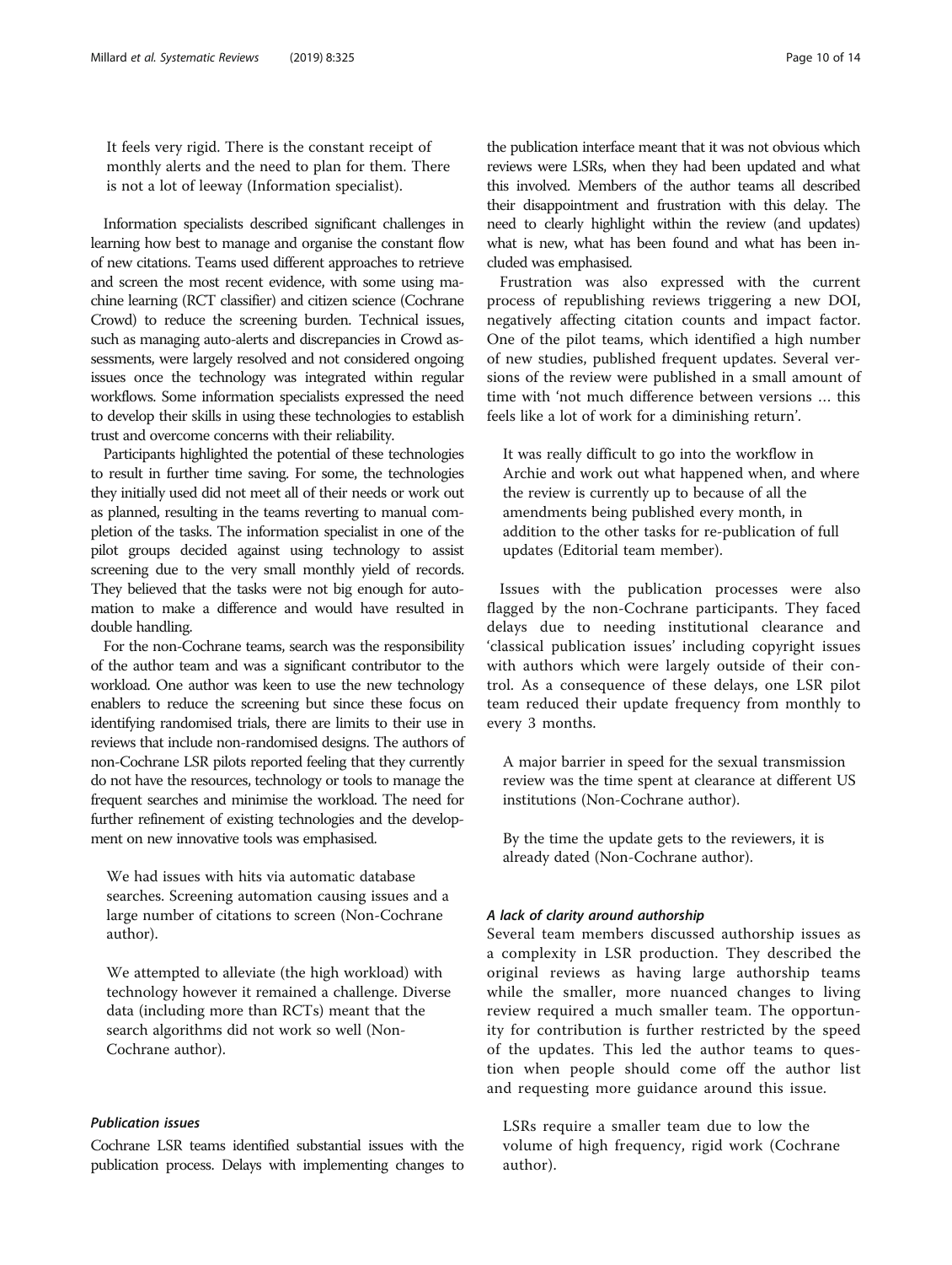> It feels very rigid. There is the constant receipt of monthly alerts and the need to plan for them. There is not a lot of leeway (Information specialist).

Information specialists described significant challenges in learning how best to manage and organise the constant flow of new citations. Teams used different approaches to retrieve and screen the most recent evidence, with some using machine learning (RCT classifier) and citizen science (Cochrane Crowd) to reduce the screening burden. Technical issues, such as managing auto-alerts and discrepancies in Crowd assessments, were largely resolved and not considered ongoing issues once the technology was integrated within regular workflows. Some information specialists expressed the need to develop their skills in using these technologies to establish trust and overcome concerns with their reliability.

Participants highlighted the potential of these technologies to result in further time saving. For some, the technologies they initially used did not meet all of their needs or work out as planned, resulting in the teams reverting to manual completion of the tasks. The information specialist in one of the pilot groups decided against using technology to assist screening due to the very small monthly yield of records. They believed that the tasks were not big enough for automation to make a difference and would have resulted in double handling.

For the non-Cochrane teams, search was the responsibility of the author team and was a significant contributor to the workload. One author was keen to use the new technology enablers to reduce the screening but since these focus on identifying randomised trials, there are limits to their use in reviews that include non-randomised designs. The authors of non-Cochrane LSR pilots reported feeling that they currently do not have the resources, technology or tools to manage the frequent searches and minimise the workload. The need for further refinement of existing technologies and the development on new innovative tools was emphasised.

> We had issues with hits via automatic database searches. Screening automation causing issues and a large number of citations to screen (Non-Cochrane author).

> We attempted to alleviate (the high workload) with technology however it remained a challenge. Diverse data (including more than RCTs) meant that the search algorithms did not work so well (Non-Cochrane author).

#### Publication issues

Cochrane LSR teams identified substantial issues with the publication process. Delays with implementing changes to the publication interface meant that it was not obvious which reviews were LSRs, when they had been updated and what this involved. Members of the author teams all described their disappointment and frustration with this delay. The need to clearly highlight within the review (and updates) what is new, what has been found and what has been included was emphasised.

Frustration was also expressed with the current process of republishing reviews triggering a new DOI, negatively affecting citation counts and impact factor. One of the pilot teams, which identified a high number of new studies, published frequent updates. Several versions of the review were published in a small amount of time with 'not much difference between versions … this feels like a lot of work for a diminishing return'.

> It was really difficult to go into the workflow in Archie and work out what happened when, and where the review is currently up to because of all the amendments being published every month, in addition to the other tasks for re-publication of full updates (Editorial team member).

Issues with the publication processes were also flagged by the non-Cochrane participants. They faced delays due to needing institutional clearance and 'classical publication issues' including copyright issues with authors which were largely outside of their control. As a consequence of these delays, one LSR pilot team reduced their update frequency from monthly to every 3 months.

> A major barrier in speed for the sexual transmission review was the time spent at clearance at different US institutions (Non-Cochrane author).

> By the time the update gets to the reviewers, it is already dated (Non-Cochrane author).

#### A lack of clarity around authorship

Several team members discussed authorship issues as a complexity in LSR production. They described the original reviews as having large authorship teams while the smaller, more nuanced changes to living review required a much smaller team. The opportunity for contribution is further restricted by the speed of the updates. This led the author teams to question when people should come off the author list and requesting more guidance around this issue.

> LSRs require a smaller team due to low the volume of high frequency, rigid work (Cochrane author).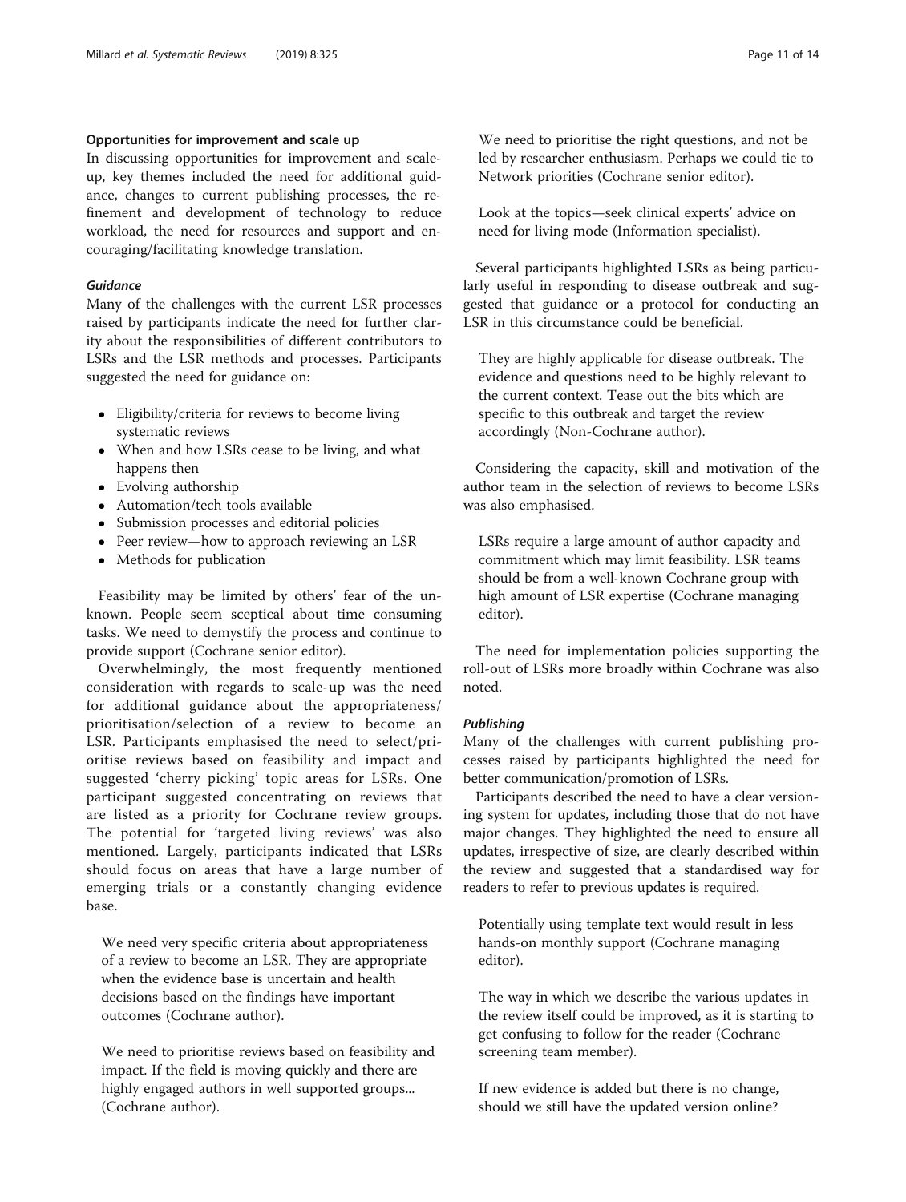### Opportunities for improvement and scale up

In discussing opportunities for improvement and scale-up, key themes included the need for additional guidance, changes to current publishing processes, the refinement and development of technology to reduce workload, the need for resources and support and encouraging/facilitating knowledge translation.

#### *Guidance*

Many of the challenges with the current LSR processes raised by participants indicate the need for further clarity about the responsibilities of different contributors to LSRs and the LSR methods and processes. Participants suggested the need for guidance on:

- Eligibility/criteria for reviews to become living systematic reviews
- When and how LSRs cease to be living, and what happens then
- Evolving authorship
- Automation/tech tools available
- Submission processes and editorial policies
- Peer review—how to approach reviewing an LSR
- Methods for publication

Feasibility may be limited by others' fear of the unknown. People seem sceptical about time consuming tasks. We need to demystify the process and continue to provide support (Cochrane senior editor).

Overwhelmingly, the most frequently mentioned consideration with regards to scale-up was the need for additional guidance about the appropriateness/prioritisation/selection of a review to become an LSR. Participants emphasised the need to select/prioritise reviews based on feasibility and impact and suggested 'cherry picking' topic areas for LSRs. One participant suggested concentrating on reviews that are listed as a priority for Cochrane review groups. The potential for 'targeted living reviews' was also mentioned. Largely, participants indicated that LSRs should focus on areas that have a large number of emerging trials or a constantly changing evidence base.

> We need very specific criteria about appropriateness of a review to become an LSR. They are appropriate when the evidence base is uncertain and health decisions based on the findings have important outcomes (Cochrane author).

> We need to prioritise reviews based on feasibility and impact. If the field is moving quickly and there are highly engaged authors in well supported groups... (Cochrane author).

> We need to prioritise the right questions, and not be led by researcher enthusiasm. Perhaps we could tie to Network priorities (Cochrane senior editor).

> Look at the topics—seek clinical experts' advice on need for living mode (Information specialist).

Several participants highlighted LSRs as being particularly useful in responding to disease outbreak and suggested that guidance or a protocol for conducting an LSR in this circumstance could be beneficial.

> They are highly applicable for disease outbreak. The evidence and questions need to be highly relevant to the current context. Tease out the bits which are specific to this outbreak and target the review accordingly (Non-Cochrane author).

Considering the capacity, skill and motivation of the author team in the selection of reviews to become LSRs was also emphasised.

> LSRs require a large amount of author capacity and commitment which may limit feasibility. LSR teams should be from a well-known Cochrane group with high amount of LSR expertise (Cochrane managing editor).

The need for implementation policies supporting the roll-out of LSRs more broadly within Cochrane was also noted.

#### *Publishing*

Many of the challenges with current publishing processes raised by participants highlighted the need for better communication/promotion of LSRs.

Participants described the need to have a clear versioning system for updates, including those that do not have major changes. They highlighted the need to ensure all updates, irrespective of size, are clearly described within the review and suggested that a standardised way for readers to refer to previous updates is required.

> Potentially using template text would result in less hands-on monthly support (Cochrane managing editor).

> The way in which we describe the various updates in the review itself could be improved, as it is starting to get confusing to follow for the reader (Cochrane screening team member).

> If new evidence is added but there is no change, should we still have the updated version online?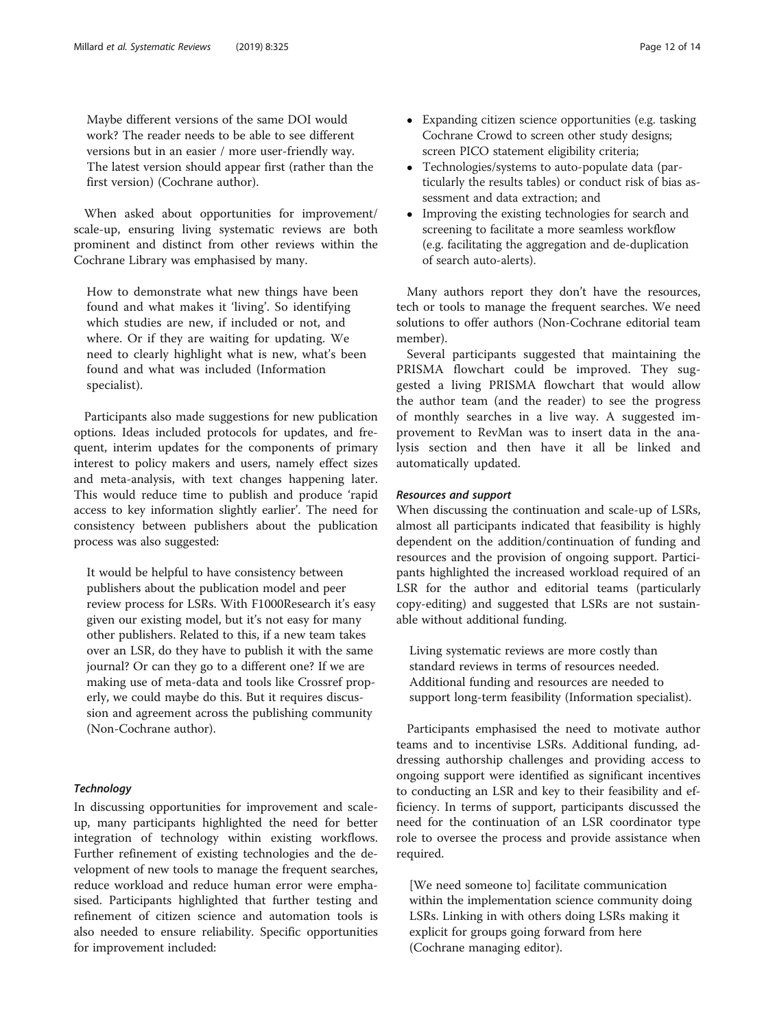Maybe different versions of the same DOI would work? The reader needs to be able to see different versions but in an easier / more user-friendly way. The latest version should appear first (rather than the first version) (Cochrane author).

When asked about opportunities for improvement/ scale-up, ensuring living systematic reviews are both prominent and distinct from other reviews within the Cochrane Library was emphasised by many.

> How to demonstrate what new things have been found and what makes it 'living'. So identifying which studies are new, if included or not, and where. Or if they are waiting for updating. We need to clearly highlight what is new, what's been found and what was included (Information specialist).

Participants also made suggestions for new publication options. Ideas included protocols for updates, and frequent, interim updates for the components of primary interest to policy makers and users, namely effect sizes and meta-analysis, with text changes happening later. This would reduce time to publish and produce 'rapid access to key information slightly earlier'. The need for consistency between publishers about the publication process was also suggested:

> It would be helpful to have consistency between publishers about the publication model and peer review process for LSRs. With F1000Research it's easy given our existing model, but it's not easy for many other publishers. Related to this, if a new team takes over an LSR, do they have to publish it with the same journal? Or can they go to a different one? If we are making use of meta-data and tools like Crossref properly, we could maybe do this. But it requires discussion and agreement across the publishing community (Non-Cochrane author).

#### *Technology*

In discussing opportunities for improvement and scale-up, many participants highlighted the need for better integration of technology within existing workflows. Further refinement of existing technologies and the development of new tools to manage the frequent searches, reduce workload and reduce human error were emphasised. Participants highlighted that further testing and refinement of citizen science and automation tools is also needed to ensure reliability. Specific opportunities for improvement included:

- Expanding citizen science opportunities (e.g. tasking Cochrane Crowd to screen other study designs; screen PICO statement eligibility criteria;
- Technologies/systems to auto-populate data (particularly the results tables) or conduct risk of bias assessment and data extraction; and
- Improving the existing technologies for search and screening to facilitate a more seamless workflow (e.g. facilitating the aggregation and de-duplication of search auto-alerts).

Many authors report they don't have the resources, tech or tools to manage the frequent searches. We need solutions to offer authors (Non-Cochrane editorial team member).

Several participants suggested that maintaining the PRISMA flowchart could be improved. They suggested a living PRISMA flowchart that would allow the author team (and the reader) to see the progress of monthly searches in a live way. A suggested improvement to RevMan was to insert data in the analysis section and then have it all be linked and automatically updated.

#### *Resources and support*

When discussing the continuation and scale-up of LSRs, almost all participants indicated that feasibility is highly dependent on the addition/continuation of funding and resources and the provision of ongoing support. Participants highlighted the increased workload required of an LSR for the author and editorial teams (particularly copy-editing) and suggested that LSRs are not sustainable without additional funding.

> Living systematic reviews are more costly than standard reviews in terms of resources needed. Additional funding and resources are needed to support long-term feasibility (Information specialist).

Participants emphasised the need to motivate author teams and to incentivise LSRs. Additional funding, addressing authorship challenges and providing access to ongoing support were identified as significant incentives to conducting an LSR and key to their feasibility and efficiency. In terms of support, participants discussed the need for the continuation of an LSR coordinator type role to oversee the process and provide assistance when required.

> [We need someone to] facilitate communication within the implementation science community doing LSRs. Linking in with others doing LSRs making it explicit for groups going forward from here (Cochrane managing editor).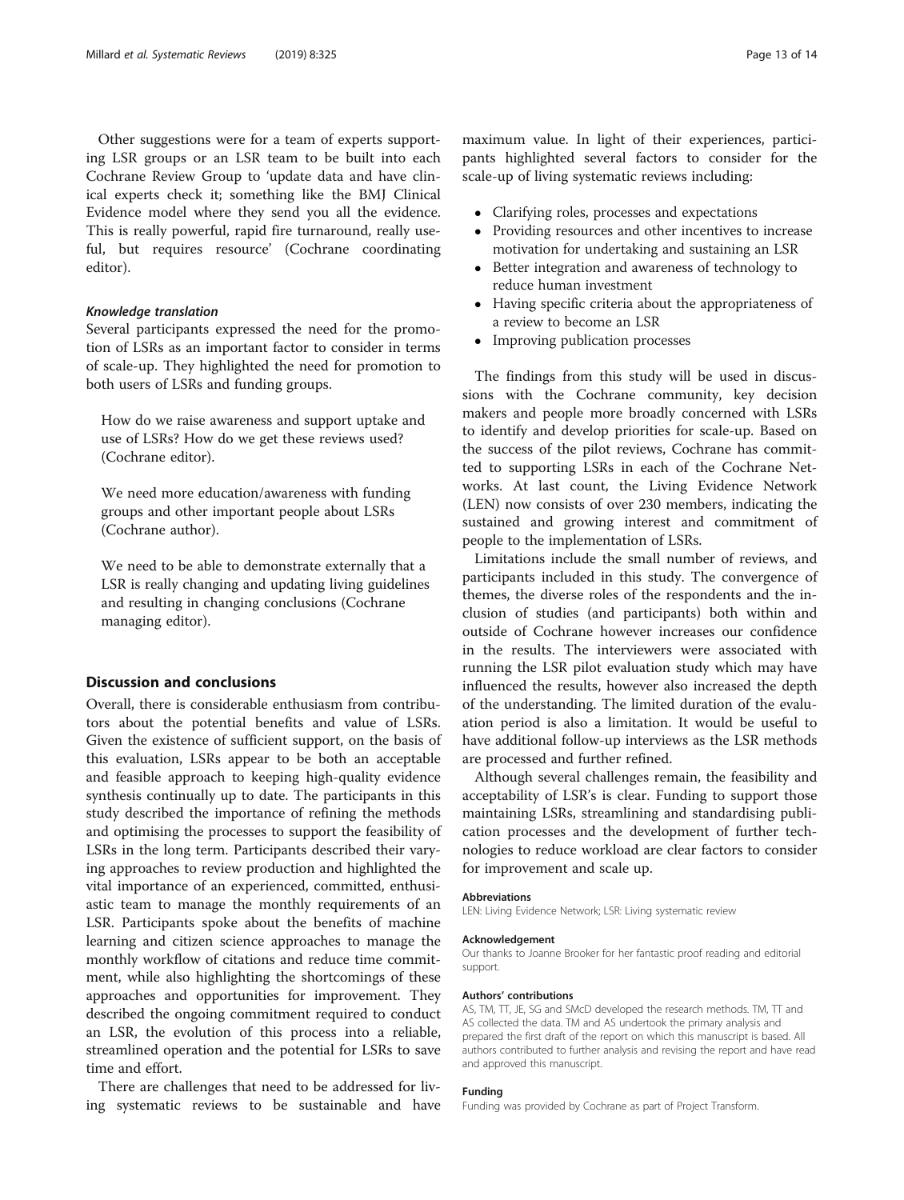Other suggestions were for a team of experts supporting LSR groups or an LSR team to be built into each Cochrane Review Group to 'update data and have clinical experts check it; something like the BMJ Clinical Evidence model where they send you all the evidence. This is really powerful, rapid fire turnaround, really useful, but requires resource' (Cochrane coordinating editor).

#### *Knowledge translation*

Several participants expressed the need for the promotion of LSRs as an important factor to consider in terms of scale-up. They highlighted the need for promotion to both users of LSRs and funding groups.

> How do we raise awareness and support uptake and use of LSRs? How do we get these reviews used? (Cochrane editor).

> We need more education/awareness with funding groups and other important people about LSRs (Cochrane author).

> We need to be able to demonstrate externally that a LSR is really changing and updating living guidelines and resulting in changing conclusions (Cochrane managing editor).

## Discussion and conclusions

Overall, there is considerable enthusiasm from contributors about the potential benefits and value of LSRs. Given the existence of sufficient support, on the basis of this evaluation, LSRs appear to be both an acceptable and feasible approach to keeping high-quality evidence synthesis continually up to date. The participants in this study described the importance of refining the methods and optimising the processes to support the feasibility of LSRs in the long term. Participants described their varying approaches to review production and highlighted the vital importance of an experienced, committed, enthusiastic team to manage the monthly requirements of an LSR. Participants spoke about the benefits of machine learning and citizen science approaches to manage the monthly workflow of citations and reduce time commitment, while also highlighting the shortcomings of these approaches and opportunities for improvement. They described the ongoing commitment required to conduct an LSR, the evolution of this process into a reliable, streamlined operation and the potential for LSRs to save time and effort.

There are challenges that need to be addressed for living systematic reviews to be sustainable and have maximum value. In light of their experiences, participants highlighted several factors to consider for the scale-up of living systematic reviews including:

- Clarifying roles, processes and expectations
- Providing resources and other incentives to increase motivation for undertaking and sustaining an LSR
- Better integration and awareness of technology to reduce human investment
- Having specific criteria about the appropriateness of a review to become an LSR
- Improving publication processes

The findings from this study will be used in discussions with the Cochrane community, key decision makers and people more broadly concerned with LSRs to identify and develop priorities for scale-up. Based on the success of the pilot reviews, Cochrane has committed to supporting LSRs in each of the Cochrane Networks. At last count, the Living Evidence Network (LEN) now consists of over 230 members, indicating the sustained and growing interest and commitment of people to the implementation of LSRs.

Limitations include the small number of reviews, and participants included in this study. The convergence of themes, the diverse roles of the respondents and the inclusion of studies (and participants) both within and outside of Cochrane however increases our confidence in the results. The interviewers were associated with running the LSR pilot evaluation study which may have influenced the results, however also increased the depth of the understanding. The limited duration of the evaluation period is also a limitation. It would be useful to have additional follow-up interviews as the LSR methods are processed and further refined.

Although several challenges remain, the feasibility and acceptability of LSR's is clear. Funding to support those maintaining LSRs, streamlining and standardising publication processes and the development of further technologies to reduce workload are clear factors to consider for improvement and scale up.

#### Abbreviations

LEN: Living Evidence Network; LSR: Living systematic review

#### Acknowledgement

Our thanks to Joanne Brooker for her fantastic proof reading and editorial support.

#### Authors' contributions

AS, TM, TT, JE, SG and SMcD developed the research methods. TM, TT and AS collected the data. TM and AS undertook the primary analysis and prepared the first draft of the report on which this manuscript is based. All authors contributed to further analysis and revising the report and have read and approved this manuscript.

#### Funding

Funding was provided by Cochrane as part of Project Transform.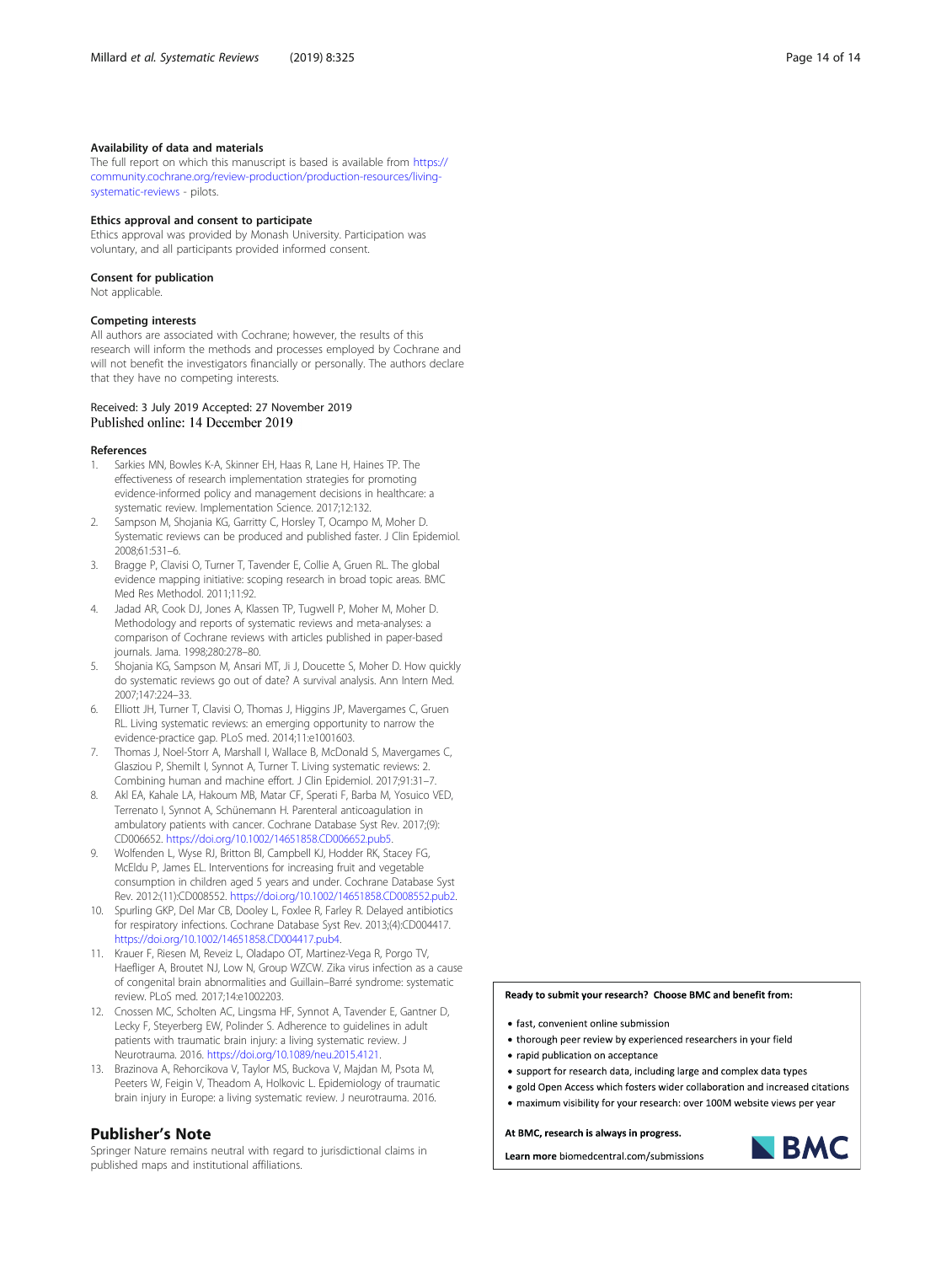### Availability of data and materials

The full report on which this manuscript is based is available from https://community.cochrane.org/review-production/production-resources/living-systematic-reviews - pilots.

### Ethics approval and consent to participate

Ethics approval was provided by Monash University. Participation was voluntary, and all participants provided informed consent.

### Consent for publication

Not applicable.

### Competing interests

All authors are associated with Cochrane; however, the results of this research will inform the methods and processes employed by Cochrane and will not benefit the investigators financially or personally. The authors declare that they have no competing interests.

Received: 3 July 2019 Accepted: 27 November 2019
Published online: 14 December 2019

### References

1. Sarkies MN, Bowles K-A, Skinner EH, Haas R, Lane H, Haines TP. The effectiveness of research implementation strategies for promoting evidence-informed policy and management decisions in healthcare: a systematic review. Implementation Science. 2017;12:132.
2. Sampson M, Shojania KG, Garritty C, Horsley T, Ocampo M, Moher D. Systematic reviews can be produced and published faster. J Clin Epidemiol. 2008;61:531–6.
3. Bragge P, Clavisi O, Turner T, Tavender E, Collie A, Gruen RL. The global evidence mapping initiative: scoping research in broad topic areas. BMC Med Res Methodol. 2011;11:92.
4. Jadad AR, Cook DJ, Jones A, Klassen TP, Tugwell P, Moher M, Moher D. Methodology and reports of systematic reviews and meta-analyses: a comparison of Cochrane reviews with articles published in paper-based journals. Jama. 1998;280:278–80.
5. Shojania KG, Sampson M, Ansari MT, Ji J, Doucette S, Moher D. How quickly do systematic reviews go out of date? A survival analysis. Ann Intern Med. 2007;147:224–33.
6. Elliott JH, Turner T, Clavisi O, Thomas J, Higgins JP, Mavergames C, Gruen RL. Living systematic reviews: an emerging opportunity to narrow the evidence-practice gap. PLoS med. 2014;11:e1001603.
7. Thomas J, Noel-Storr A, Marshall I, Wallace B, McDonald S, Mavergames C, Glasziou P, Shemilt I, Synnot A, Turner T. Living systematic reviews: 2. Combining human and machine effort. J Clin Epidemiol. 2017;91:31–7.
8. Akl EA, Kahale LA, Hakoum MB, Matar CF, Sperati F, Barba M, Yosuico VED, Terrenato I, Synnot A, Schünemann H. Parenteral anticoagulation in ambulatory patients with cancer. Cochrane Database Syst Rev. 2017;(9):CD006652. https://doi.org/10.1002/14651858.CD006652.pub5.
9. Wolfenden L, Wyse RJ, Britton BI, Campbell KJ, Hodder RK, Stacey FG, McElduff P, James EL. Interventions for increasing fruit and vegetable consumption in children aged 5 years and under. Cochrane Database Syst Rev. 2012;(11):CD008552. https://doi.org/10.1002/14651858.CD008552.pub2.
10. Spurling GKP, Del Mar CB, Dooley L, Foxlee R, Farley R. Delayed antibiotics for respiratory infections. Cochrane Database Syst Rev. 2013;(4):CD004417. https://doi.org/10.1002/14651858.CD004417.pub4.
11. Krauer F, Riesen M, Reveiz L, Oladapo OT, Martinez-Vega R, Porgo TV, Haefliger A, Broutet NJ, Low N, Group WZCW. Zika virus infection as a cause of congenital brain abnormalities and Guillain–Barré syndrome: systematic review. PLoS med. 2017;14:e1002203.
12. Cnossen MC, Scholten AC, Lingsma HF, Synnot A, Tavender E, Gantner D, Lecky F, Steyerberg EW, Polinder S. Adherence to guidelines in adult patients with traumatic brain injury: a living systematic review. J Neurotrauma. 2016. https://doi.org/10.1089/neu.2015.4121.
13. Brazinova A, Rehorcikova V, Taylor MS, Buckova V, Majdan M, Psota M, Peeters W, Feigin V, Theadom A, Holkovic L. Epidemiology of traumatic brain injury in Europe: a living systematic review. J neurotrauma. 2016.

## Publisher's Note

Springer Nature remains neutral with regard to jurisdictional claims in published maps and institutional affiliations.

**Ready to submit your research? Choose BMC and benefit from:**

- fast, convenient online submission
- thorough peer review by experienced researchers in your field
- rapid publication on acceptance
- support for research data, including large and complex data types
- gold Open Access which fosters wider collaboration and increased citations
- maximum visibility for your research: over 100M website views per year

**At BMC, research is always in progress.**

**Learn more** biomedcentral.com/submissions

BMC